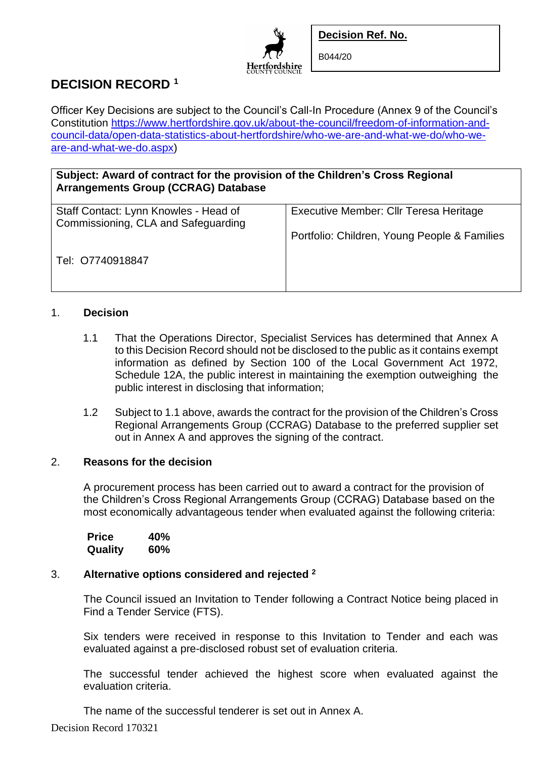**Decision Ref. No.**

B044/20

# DECISION RECORD [1]

Officer Key Decisions are subject to the Council's Call-In Procedure (Annex 9 of the Council's Constitution [https://www.hertfordshire.gov.uk/about-the-council/freedom-of-information-and-council-data/open-data-statistics-about-hertfordshire/who-we-are-and-what-we-do/who-we-are-and-what-we-do.aspx](https://www.hertfordshire.gov.uk/about-the-council/freedom-of-information-and-council-data/open-data-statistics-about-hertfordshire/who-we-are-and-what-we-do/who-we-are-and-what-we-do.aspx))

| **Subject: Award of contract for the provision of the Children's Cross Regional Arrangements Group (CCRAG) Database** | |
|---|---|
| Staff Contact: Lynn Knowles - Head of Commissioning, CLA and Safeguarding<br><br>Tel: O7740918847 | Executive Member: Cllr Teresa Heritage<br><br>Portfolio: Children, Young People & Families |

## 1. Decision

1.1 That the Operations Director, Specialist Services has determined that Annex A to this Decision Record should not be disclosed to the public as it contains exempt information as defined by Section 100 of the Local Government Act 1972, Schedule 12A, the public interest in maintaining the exemption outweighing the public interest in disclosing that information;

1.2 Subject to 1.1 above, awards the contract for the provision of the Children's Cross Regional Arrangements Group (CCRAG) Database to the preferred supplier set out in Annex A and approves the signing of the contract.

## 2. Reasons for the decision

A procurement process has been carried out to award a contract for the provision of the Children's Cross Regional Arrangements Group (CCRAG) Database based on the most economically advantageous tender when evaluated against the following criteria:

| | |
|---|---|
| **Price** | **40%** |
| **Quality** | **60%** |

## 3. Alternative options considered and rejected [2]

The Council issued an Invitation to Tender following a Contract Notice being placed in Find a Tender Service (FTS).

Six tenders were received in response to this Invitation to Tender and each was evaluated against a pre-disclosed robust set of evaluation criteria.

The successful tender achieved the highest score when evaluated against the evaluation criteria.

The name of the successful tenderer is set out in Annex A.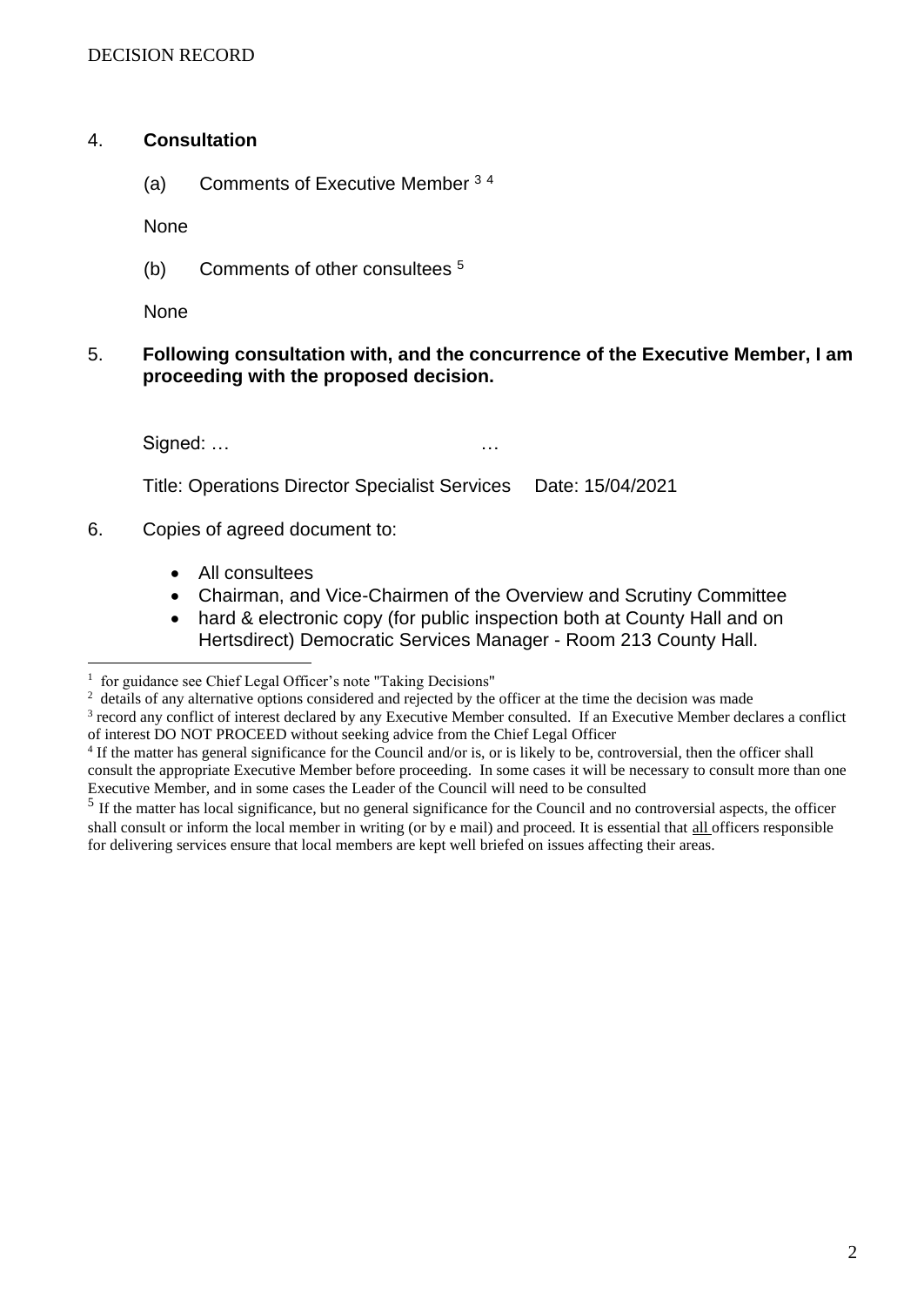DECISION RECORD

4. **Consultation**

(a) Comments of Executive Member [3] [4]

None

(b) Comments of other consultees [5]

None

5. **Following consultation with, and the concurrence of the Executive Member, I am proceeding with the proposed decision.**

Signed: … …

Title: Operations Director Specialist Services Date: 15/04/2021

6. Copies of agreed document to:

- All consultees
- Chairman, and Vice-Chairmen of the Overview and Scrutiny Committee
- hard & electronic copy (for public inspection both at County Hall and on Hertsdirect) Democratic Services Manager - Room 213 County Hall.

---

[1] for guidance see Chief Legal Officer's note "Taking Decisions"

[2] details of any alternative options considered and rejected by the officer at the time the decision was made

[3] record any conflict of interest declared by any Executive Member consulted. If an Executive Member declares a conflict of interest DO NOT PROCEED without seeking advice from the Chief Legal Officer

[4] If the matter has general significance for the Council and/or is, or is likely to be, controversial, then the officer shall consult the appropriate Executive Member before proceeding. In some cases it will be necessary to consult more than one Executive Member, and in some cases the Leader of the Council will need to be consulted

[5] If the matter has local significance, but no general significance for the Council and no controversial aspects, the officer shall consult or inform the local member in writing (or by e mail) and proceed. It is essential that all officers responsible for delivering services ensure that local members are kept well briefed on issues affecting their areas.